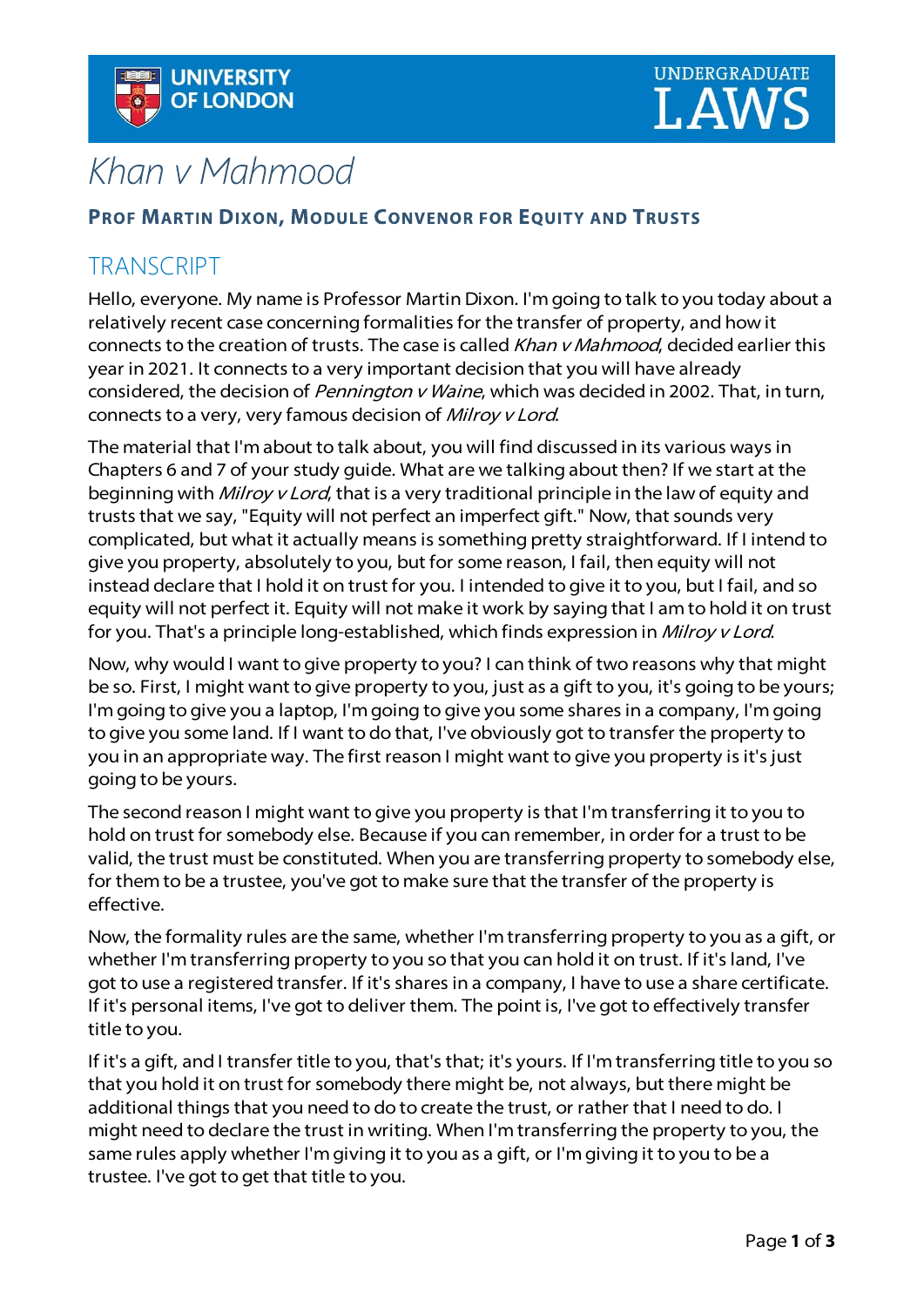# *Khan v Mahmood*

## PROF MARTIN DIXON, MODULE CONVENOR FOR EQUITY AND TRUSTS

## TRANSCRIPT

Hello, everyone. My name is Professor Martin Dixon. I'm going to talk to you today about a relatively recent case concerning formalities for the transfer of property, and how it connects to the creation of trusts. The case is called *Khan v Mahmood*, decided earlier this year in 2021. It connects to a very important decision that you will have already considered, the decision of *Pennington v Waine*, which was decided in 2002. That, in turn, connects to a very, very famous decision of *Milroy v Lord*.

The material that I'm about to talk about, you will find discussed in its various ways in Chapters 6 and 7 of your study guide. What are we talking about then? If we start at the beginning with *Milroy v Lord*, that is a very traditional principle in the law of equity and trusts that we say, "Equity will not perfect an imperfect gift." Now, that sounds very complicated, but what it actually means is something pretty straightforward. If I intend to give you property, absolutely to you, but for some reason, I fail, then equity will not instead declare that I hold it on trust for you. I intended to give it to you, but I fail, and so equity will not perfect it. Equity will not make it work by saying that I am to hold it on trust for you. That's a principle long-established, which finds expression in *Milroy v Lord*.

Now, why would I want to give property to you? I can think of two reasons why that might be so. First, I might want to give property to you, just as a gift to you, it's going to be yours; I'm going to give you a laptop, I'm going to give you some shares in a company, I'm going to give you some land. If I want to do that, I've obviously got to transfer the property to you in an appropriate way. The first reason I might want to give you property is it's just going to be yours.

The second reason I might want to give you property is that I'm transferring it to you to hold on trust for somebody else. Because if you can remember, in order for a trust to be valid, the trust must be constituted. When you are transferring property to somebody else, for them to be a trustee, you've got to make sure that the transfer of the property is effective.

Now, the formality rules are the same, whether I'm transferring property to you as a gift, or whether I'm transferring property to you so that you can hold it on trust. If it's land, I've got to use a registered transfer. If it's shares in a company, I have to use a share certificate. If it's personal items, I've got to deliver them. The point is, I've got to effectively transfer title to you.

If it's a gift, and I transfer title to you, that's that; it's yours. If I'm transferring title to you so that you hold it on trust for somebody there might be, not always, but there might be additional things that you need to do to create the trust, or rather that I need to do. I might need to declare the trust in writing. When I'm transferring the property to you, the same rules apply whether I'm giving it to you as a gift, or I'm giving it to you to be a trustee. I've got to get that title to you.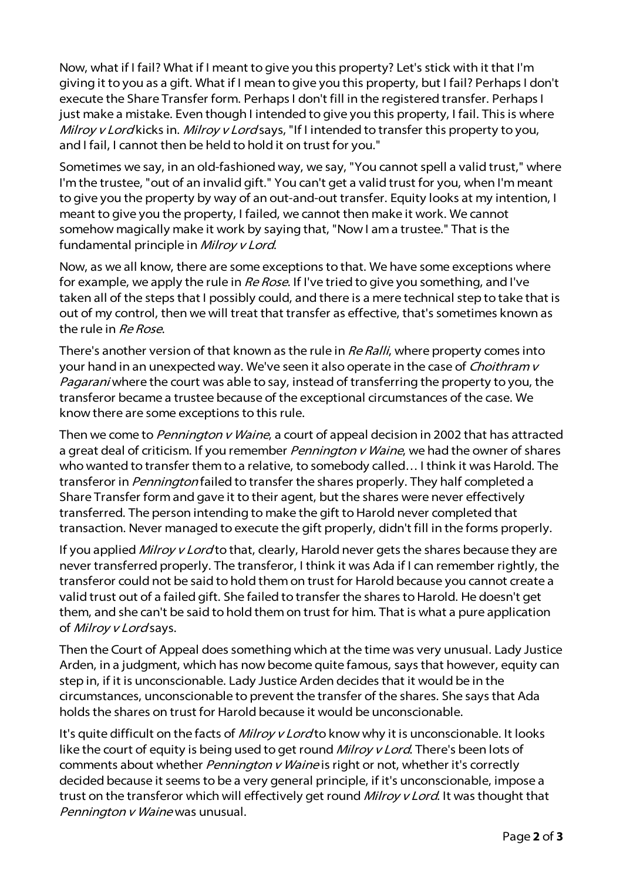Now, what if I fail? What if I meant to give you this property? Let's stick with it that I'm giving it to you as a gift. What if I mean to give you this property, but I fail? Perhaps I don't execute the Share Transfer form. Perhaps I don't fill in the registered transfer. Perhaps I just make a mistake. Even though I intended to give you this property, I fail. This is where *Milroy v Lord* kicks in. *Milroy v Lord* says, "If I intended to transfer this property to you, and I fail, I cannot then be held to hold it on trust for you."

Sometimes we say, in an old-fashioned way, we say, "You cannot spell a valid trust," where I'm the trustee, "out of an invalid gift." You can't get a valid trust for you, when I'm meant to give you the property by way of an out-and-out transfer. Equity looks at my intention, I meant to give you the property, I failed, we cannot then make it work. We cannot somehow magically make it work by saying that, "Now I am a trustee." That is the fundamental principle in *Milroy v Lord*.

Now, as we all know, there are some exceptions to that. We have some exceptions where for example, we apply the rule in *Re Rose*. If I've tried to give you something, and I've taken all of the steps that I possibly could, and there is a mere technical step to take that is out of my control, then we will treat that transfer as effective, that's sometimes known as the rule in *Re Rose*.

There's another version of that known as the rule in *Re Ralli*, where property comes into your hand in an unexpected way. We've seen it also operate in the case of *Choithram v Pagarani* where the court was able to say, instead of transferring the property to you, the transferor became a trustee because of the exceptional circumstances of the case. We know there are some exceptions to this rule.

Then we come to *Pennington v Waine*, a court of appeal decision in 2002 that has attracted a great deal of criticism. If you remember *Pennington v Waine*, we had the owner of shares who wanted to transfer them to a relative, to somebody called… I think it was Harold. The transferor in *Pennington* failed to transfer the shares properly. They half completed a Share Transfer form and gave it to their agent, but the shares were never effectively transferred. The person intending to make the gift to Harold never completed that transaction. Never managed to execute the gift properly, didn't fill in the forms properly.

If you applied *Milroy v Lord* to that, clearly, Harold never gets the shares because they are never transferred properly. The transferor, I think it was Ada if I can remember rightly, the transferor could not be said to hold them on trust for Harold because you cannot create a valid trust out of a failed gift. She failed to transfer the shares to Harold. He doesn't get them, and she can't be said to hold them on trust for him. That is what a pure application of *Milroy v Lord* says.

Then the Court of Appeal does something which at the time was very unusual. Lady Justice Arden, in a judgment, which has now become quite famous, says that however, equity can step in, if it is unconscionable. Lady Justice Arden decides that it would be in the circumstances, unconscionable to prevent the transfer of the shares. She says that Ada holds the shares on trust for Harold because it would be unconscionable.

It's quite difficult on the facts of *Milroy v Lord* to know why it is unconscionable. It looks like the court of equity is being used to get round *Milroy v Lord*. There's been lots of comments about whether *Pennington v Waine* is right or not, whether it's correctly decided because it seems to be a very general principle, if it's unconscionable, impose a trust on the transferor which will effectively get round *Milroy v Lord*. It was thought that *Pennington v Waine* was unusual.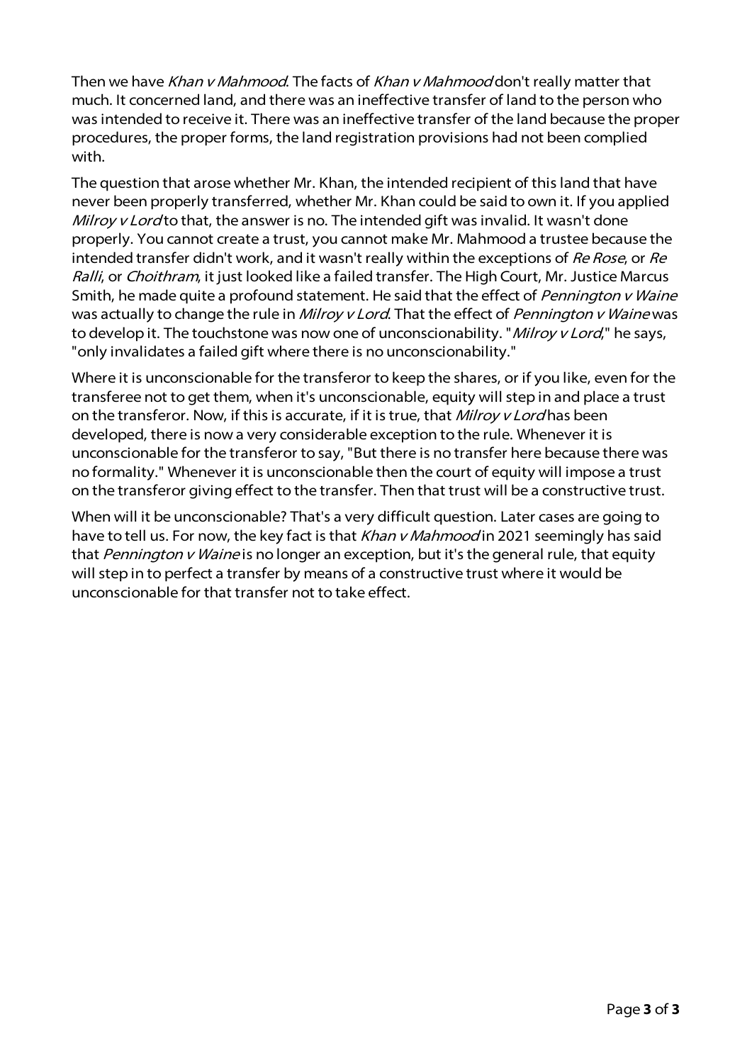Then we have *Khan v Mahmood*. The facts of *Khan v Mahmood* don't really matter that much. It concerned land, and there was an ineffective transfer of land to the person who was intended to receive it. There was an ineffective transfer of the land because the proper procedures, the proper forms, the land registration provisions had not been complied with.

The question that arose whether Mr. Khan, the intended recipient of this land that have never been properly transferred, whether Mr. Khan could be said to own it. If you applied *Milroy v Lord* to that, the answer is no. The intended gift was invalid. It wasn't done properly. You cannot create a trust, you cannot make Mr. Mahmood a trustee because the intended transfer didn't work, and it wasn't really within the exceptions of *Re Rose*, or *Re Ralli*, or *Choithram*, it just looked like a failed transfer. The High Court, Mr. Justice Marcus Smith, he made quite a profound statement. He said that the effect of *Pennington v Waine* was actually to change the rule in *Milroy v Lord*. That the effect of *Pennington v Waine* was to develop it. The touchstone was now one of unconscionability. "*Milroy v Lord*," he says, "only invalidates a failed gift where there is no unconscionability."

Where it is unconscionable for the transferor to keep the shares, or if you like, even for the transferee not to get them, when it's unconscionable, equity will step in and place a trust on the transferor. Now, if this is accurate, if it is true, that *Milroy v Lord* has been developed, there is now a very considerable exception to the rule. Whenever it is unconscionable for the transferor to say, "But there is no transfer here because there was no formality." Whenever it is unconscionable then the court of equity will impose a trust on the transferor giving effect to the transfer. Then that trust will be a constructive trust.

When will it be unconscionable? That's a very difficult question. Later cases are going to have to tell us. For now, the key fact is that *Khan v Mahmood* in 2021 seemingly has said that *Pennington v Waine* is no longer an exception, but it's the general rule, that equity will step in to perfect a transfer by means of a constructive trust where it would be unconscionable for that transfer not to take effect.